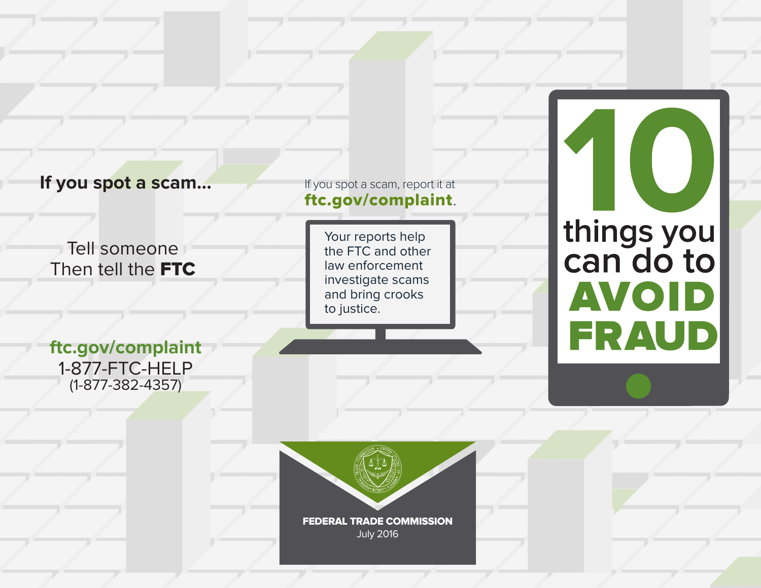**If you spot a scam...**

Tell someone
Then tell the **FTC**

**ftc.gov/complaint**
1-877-FTC-HELP
(1-877-382-4357)

If you spot a scam, report it at **ftc.gov/complaint**.

Your reports help the FTC and other law enforcement investigate scams and bring crooks to justice.

**FEDERAL TRADE COMMISSION**
July 2016

# 10 things you can do to AVOID FRAUD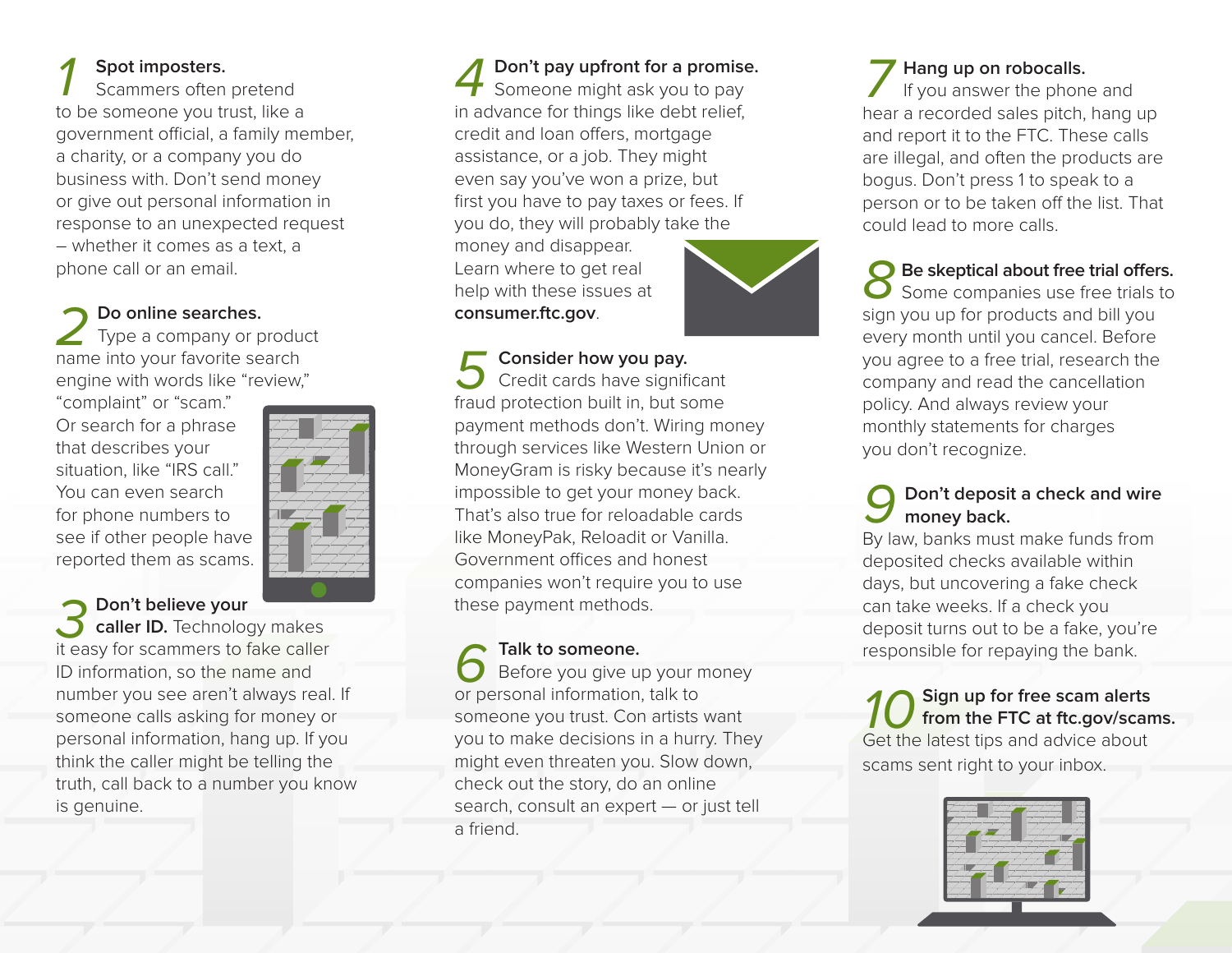## 1 Spot imposters.

Scammers often pretend to be someone you trust, like a government official, a family member, a charity, or a company you do business with. Don't send money or give out personal information in response to an unexpected request – whether it comes as a text, a phone call or an email.

## 2 Do online searches.

Type a company or product name into your favorite search engine with words like "review," "complaint" or "scam." Or search for a phrase that describes your situation, like "IRS call." You can even search for phone numbers to see if other people have reported them as scams.

## 3 Don't believe your caller ID.

Technology makes it easy for scammers to fake caller ID information, so the name and number you see aren't always real. If someone calls asking for money or personal information, hang up. If you think the caller might be telling the truth, call back to a number you know is genuine.

## 4 Don't pay upfront for a promise.

Someone might ask you to pay in advance for things like debt relief, credit and loan offers, mortgage assistance, or a job. They might even say you've won a prize, but first you have to pay taxes or fees. If you do, they will probably take the money and disappear. Learn where to get real help with these issues at **consumer.ftc.gov**.

## 5 Consider how you pay.

Credit cards have significant fraud protection built in, but some payment methods don't. Wiring money through services like Western Union or MoneyGram is risky because it's nearly impossible to get your money back. That's also true for reloadable cards like MoneyPak, Reloadit or Vanilla. Government offices and honest companies won't require you to use these payment methods.

## 6 Talk to someone.

Before you give up your money or personal information, talk to someone you trust. Con artists want you to make decisions in a hurry. They might even threaten you. Slow down, check out the story, do an online search, consult an expert — or just tell a friend.

## 7 Hang up on robocalls.

If you answer the phone and hear a recorded sales pitch, hang up and report it to the FTC. These calls are illegal, and often the products are bogus. Don't press 1 to speak to a person or to be taken off the list. That could lead to more calls.

## 8 Be skeptical about free trial offers.

Some companies use free trials to sign you up for products and bill you every month until you cancel. Before you agree to a free trial, research the company and read the cancellation policy. And always review your monthly statements for charges you don't recognize.

## 9 Don't deposit a check and wire money back.

By law, banks must make funds from deposited checks available within days, but uncovering a fake check can take weeks. If a check you deposit turns out to be a fake, you're responsible for repaying the bank.

## 10 Sign up for free scam alerts from the FTC at ftc.gov/scams.

Get the latest tips and advice about scams sent right to your inbox.